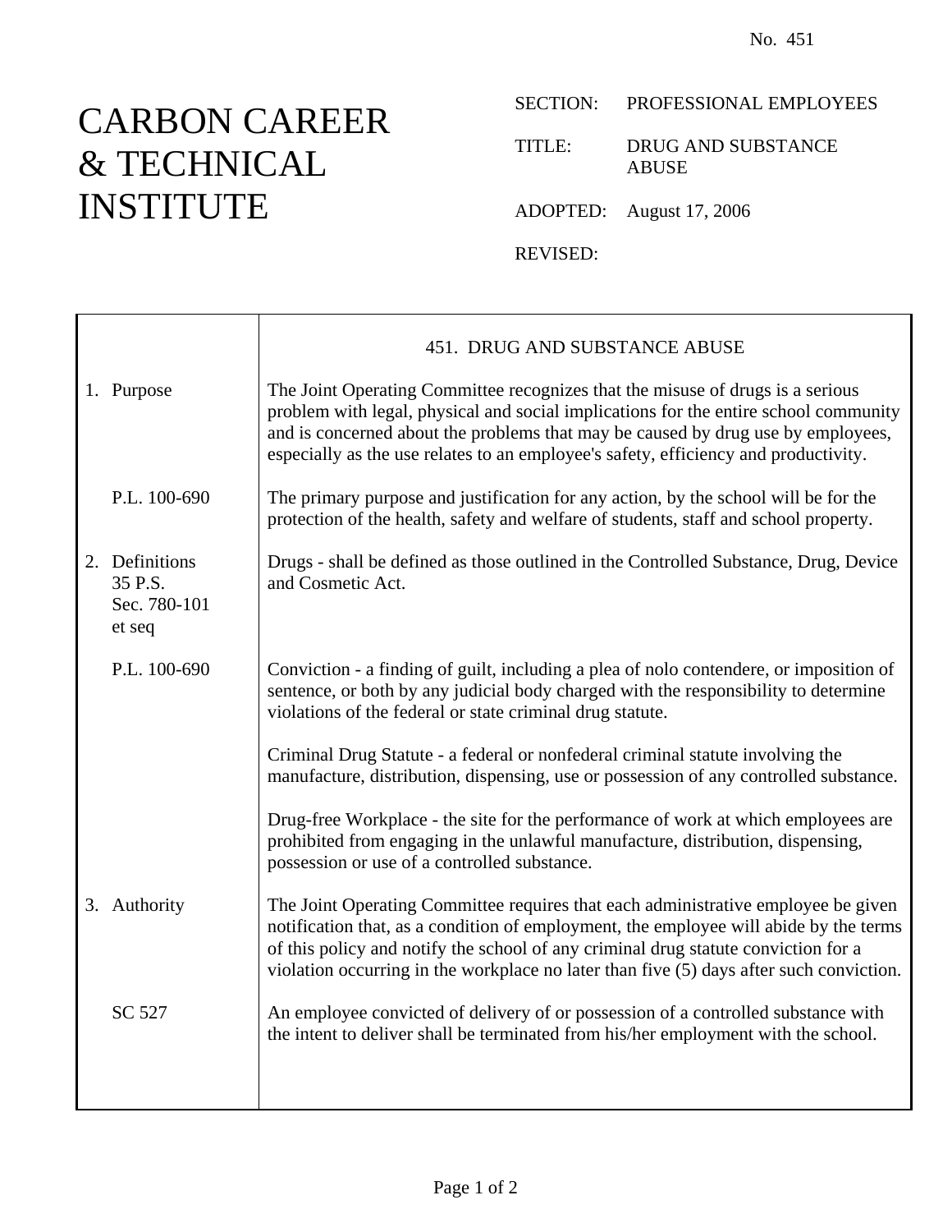No. 451

# CARBON CAREER & TECHNICAL INSTITUTE

SECTION: PROFESSIONAL EMPLOYEES

TITLE: DRUG AND SUBSTANCE ABUSE

ADOPTED: August 17, 2006

REVISED:

## 451. DRUG AND SUBSTANCE ABUSE

| | |
|---|---|
| 1. Purpose | The Joint Operating Committee recognizes that the misuse of drugs is a serious problem with legal, physical and social implications for the entire school community and is concerned about the problems that may be caused by drug use by employees, especially as the use relates to an employee's safety, efficiency and productivity. |
| P.L. 100-690 | The primary purpose and justification for any action, by the school will be for the protection of the health, safety and welfare of students, staff and school property. |
| 2. Definitions<br>35 P.S.<br>Sec. 780-101<br>et seq | Drugs - shall be defined as those outlined in the Controlled Substance, Drug, Device and Cosmetic Act. |
| P.L. 100-690 | Conviction - a finding of guilt, including a plea of nolo contendere, or imposition of sentence, or both by any judicial body charged with the responsibility to determine violations of the federal or state criminal drug statute. |
| | Criminal Drug Statute - a federal or nonfederal criminal statute involving the manufacture, distribution, dispensing, use or possession of any controlled substance. |
| | Drug-free Workplace - the site for the performance of work at which employees are prohibited from engaging in the unlawful manufacture, distribution, dispensing, possession or use of a controlled substance. |
| 3. Authority | The Joint Operating Committee requires that each administrative employee be given notification that, as a condition of employment, the employee will abide by the terms of this policy and notify the school of any criminal drug statute conviction for a violation occurring in the workplace no later than five (5) days after such conviction. |
| SC 527 | An employee convicted of delivery of or possession of a controlled substance with the intent to deliver shall be terminated from his/her employment with the school. |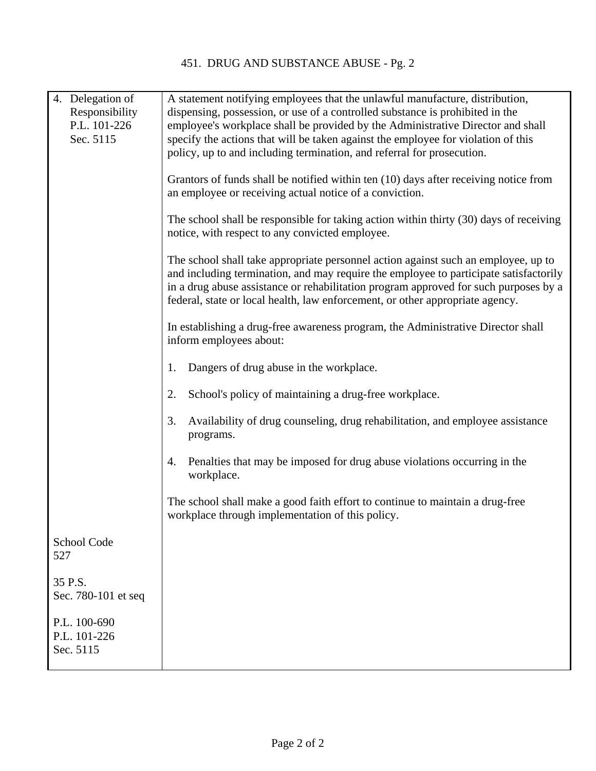# 451. DRUG AND SUBSTANCE ABUSE - Pg. 2

| | |
|---|---|
| 4. Delegation of Responsibility<br>P.L. 101-226<br>Sec. 5115 | A statement notifying employees that the unlawful manufacture, distribution, dispensing, possession, or use of a controlled substance is prohibited in the employee's workplace shall be provided by the Administrative Director and shall specify the actions that will be taken against the employee for violation of this policy, up to and including termination, and referral for prosecution.<br><br>Grantors of funds shall be notified within ten (10) days after receiving notice from an employee or receiving actual notice of a conviction.<br><br>The school shall be responsible for taking action within thirty (30) days of receiving notice, with respect to any convicted employee.<br><br>The school shall take appropriate personnel action against such an employee, up to and including termination, and may require the employee to participate satisfactorily in a drug abuse assistance or rehabilitation program approved for such purposes by a federal, state or local health, law enforcement, or other appropriate agency.<br><br>In establishing a drug-free awareness program, the Administrative Director shall inform employees about:<br><br>1. Dangers of drug abuse in the workplace.<br><br>2. School's policy of maintaining a drug-free workplace.<br><br>3. Availability of drug counseling, drug rehabilitation, and employee assistance programs.<br><br>4. Penalties that may be imposed for drug abuse violations occurring in the workplace.<br><br>The school shall make a good faith effort to continue to maintain a drug-free workplace through implementation of this policy. |
| School Code<br>527<br><br>35 P.S.<br>Sec. 780-101 et seq<br><br>P.L. 100-690<br>P.L. 101-226<br>Sec. 5115 | |